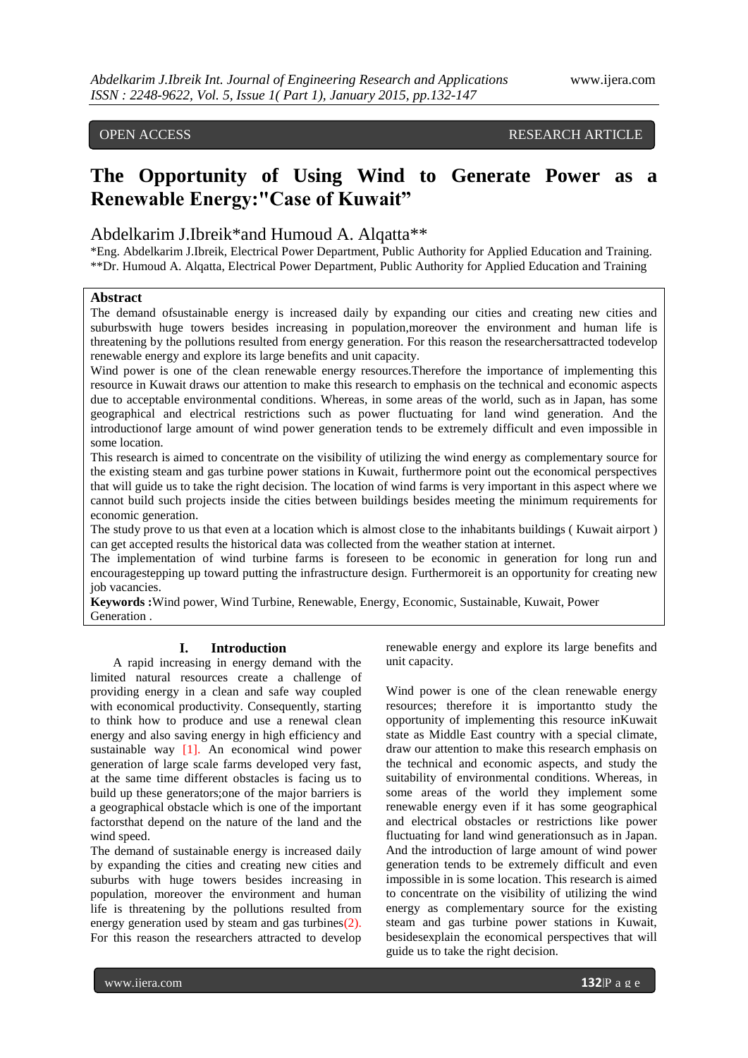OPEN ACCESS RESEARCH ARTICLE

# The Opportunity of Using Wind to Generate Power as a Renewable Energy:"Case of Kuwait”

## Abdelkarim J.Ibreik*and Humoud A. Alqatta**

*Eng. Abdelkarim J.Ibreik, Electrical Power Department, Public Authority for Applied Education and Training.
**Dr. Humoud A. Alqatta, Electrical Power Department, Public Authority for Applied Education and Training

### Abstract

The demand ofsustainable energy is increased daily by expanding our cities and creating new cities and suburbswith huge towers besides increasing in population,moreover the environment and human life is threatening by the pollutions resulted from energy generation. For this reason the researchersattracted todevelop renewable energy and explore its large benefits and unit capacity.

Wind power is one of the clean renewable energy resources.Therefore the importance of implementing this resource in Kuwait draws our attention to make this research to emphasis on the technical and economic aspects due to acceptable environmental conditions. Whereas, in some areas of the world, such as in Japan, has some geographical and electrical restrictions such as power fluctuating for land wind generation. And the introductionof large amount of wind power generation tends to be extremely difficult and even impossible in some location.

This research is aimed to concentrate on the visibility of utilizing the wind energy as complementary source for the existing steam and gas turbine power stations in Kuwait, furthermore point out the economical perspectives that will guide us to take the right decision. The location of wind farms is very important in this aspect where we cannot build such projects inside the cities between buildings besides meeting the minimum requirements for economic generation.

The study prove to us that even at a location which is almost close to the inhabitants buildings ( Kuwait airport ) can get accepted results the historical data was collected from the weather station at internet.

The implementation of wind turbine farms is foreseen to be economic in generation for long run and encouragestepping up toward putting the infrastructure design. Furthermoreit is an opportunity for creating new job vacancies.

**Keywords :**Wind power, Wind Turbine, Renewable, Energy, Economic, Sustainable, Kuwait, Power Generation .

## I. Introduction

A rapid increasing in energy demand with the limited natural resources create a challenge of providing energy in a clean and safe way coupled with economical productivity. Consequently, starting to think how to produce and use a renewal clean energy and also saving energy in high efficiency and sustainable way [1]. An economical wind power generation of large scale farms developed very fast, at the same time different obstacles is facing us to build up these generators;one of the major barriers is a geographical obstacle which is one of the important factorsthat depend on the nature of the land and the wind speed.

The demand of sustainable energy is increased daily by expanding the cities and creating new cities and suburbs with huge towers besides increasing in population, moreover the environment and human life is threatening by the pollutions resulted from energy generation used by steam and gas turbines(2). For this reason the researchers attracted to develop renewable energy and explore its large benefits and unit capacity.

Wind power is one of the clean renewable energy resources; therefore it is importantto study the opportunity of implementing this resource inKuwait state as Middle East country with a special climate, draw our attention to make this research emphasis on the technical and economic aspects, and study the suitability of environmental conditions. Whereas, in some areas of the world they implement some renewable energy even if it has some geographical and electrical obstacles or restrictions like power fluctuating for land wind generationsuch as in Japan. And the introduction of large amount of wind power generation tends to be extremely difficult and even impossible in is some location. This research is aimed to concentrate on the visibility of utilizing the wind energy as complementary source for the existing steam and gas turbine power stations in Kuwait, besidesexplain the economical perspectives that will guide us to take the right decision.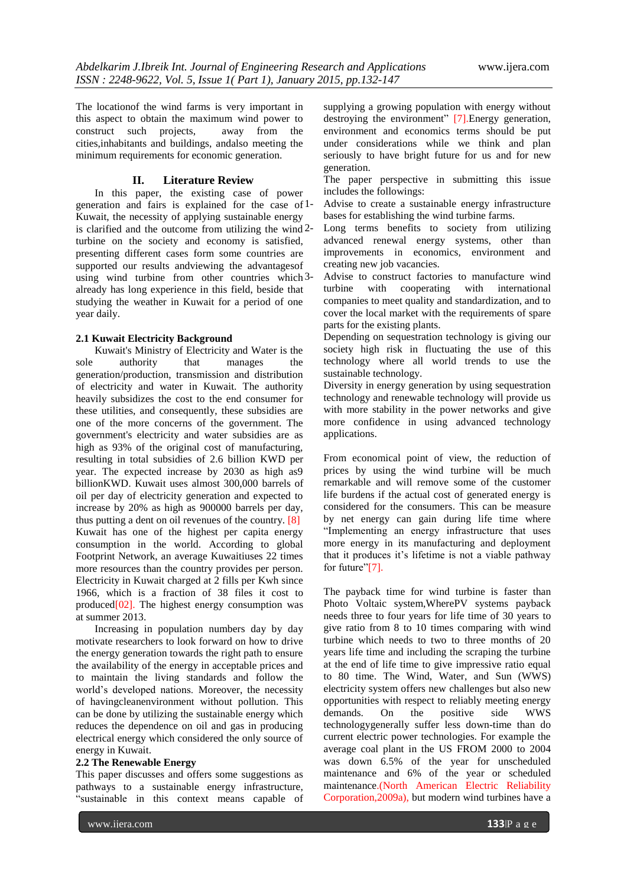The locationof the wind farms is very important in this aspect to obtain the maximum wind power to construct such projects, away from the cities,inhabitants and buildings, andalso meeting the minimum requirements for economic generation.

## II. Literature Review

In this paper, the existing case of power generation and fairs is explained for the case of Kuwait, the necessity of applying sustainable energy is clarified and the outcome from utilizing the wind turbine on the society and economy is satisfied, presenting different cases from some countries are supported our results andviewing the advantagesof using wind turbine from other countries which already has long experience in this field, beside that studying the weather in Kuwait for a period of one year daily.

### 2.1 Kuwait Electricity Background

Kuwait's Ministry of Electricity and Water is the sole authority that manages the generation/production, transmission and distribution of electricity and water in Kuwait. The authority heavily subsidizes the cost to the end consumer for these utilities, and consequently, these subsidies are one of the more concerns of the government. The government's electricity and water subsidies are as high as 93% of the original cost of manufacturing, resulting in total subsidies of 2.6 billion KWD per year. The expected increase by 2030 as high as9 billionKWD. Kuwait uses almost 300,000 barrels of oil per day of electricity generation and expected to increase by 20% as high as 900000 barrels per day, thus putting a dent on oil revenues of the country. [8] Kuwait has one of the highest per capita energy consumption in the world. According to global Footprint Network, an average Kuwaitiuses 22 times more resources than the country provides per person. Electricity in Kuwait charged at 2 fills per Kwh since 1966, which is a fraction of 38 files it cost to produced[02]. The highest energy consumption was at summer 2013.

Increasing in population numbers day by day motivate researchers to look forward on how to drive the energy generation towards the right path to ensure the availability of the energy in acceptable prices and to maintain the living standards and follow the world's developed nations. Moreover, the necessity of havingcleanenvironment without pollution. This can be done by utilizing the sustainable energy which reduces the dependence on oil and gas in producing electrical energy which considered the only source of energy in Kuwait.

### 2.2 The Renewable Energy

This paper discusses and offers some suggestions as pathways to a sustainable energy infrastructure, "sustainable in this context means capable of supplying a growing population with energy without destroying the environment" [7].Energy generation, environment and economics terms should be put under considerations while we think and plan seriously to have bright future for us and for new generation.

The paper perspective in submitting this issue includes the followings:

1- Advise to create a sustainable energy infrastructure bases for establishing the wind turbine farms.

2- Long terms benefits to society from utilizing advanced renewal energy systems, other than improvements in economics, environment and creating new job vacancies.

3- Advise to construct factories to manufacture wind turbine with cooperating with international companies to meet quality and standardization, and to cover the local market with the requirements of spare parts for the existing plants.

Depending on sequestration technology is giving our society high risk in fluctuating the use of this technology where all world trends to use the sustainable technology.

Diversity in energy generation by using sequestration technology and renewable technology will provide us with more stability in the power networks and give more confidence in using advanced technology applications.

From economical point of view, the reduction of prices by using the wind turbine will be much remarkable and will remove some of the customer life burdens if the actual cost of generated energy is considered for the consumers. This can be measure by net energy can gain during life time where "Implementing an energy infrastructure that uses more energy in its manufacturing and deployment that it produces it's lifetime is not a viable pathway for future"[7].

The payback time for wind turbine is faster than Photo Voltaic system,WherePV systems payback needs three to four years for life time of 30 years to give ratio from 8 to 10 times comparing with wind turbine which needs to two to three months of 20 years life time and including the scraping the turbine at the end of life time to give impressive ratio equal to 80 time. The Wind, Water, and Sun (WWS) electricity system offers new challenges but also new opportunities with respect to reliably meeting energy demands. On the positive side WWS technologygenerally suffer less down-time than do current electric power technologies. For example the average coal plant in the US FROM 2000 to 2004 was down 6.5% of the year for unscheduled maintenance and 6% of the year or scheduled maintenance.(North American Electric Reliability Corporation,2009a), but modern wind turbines have a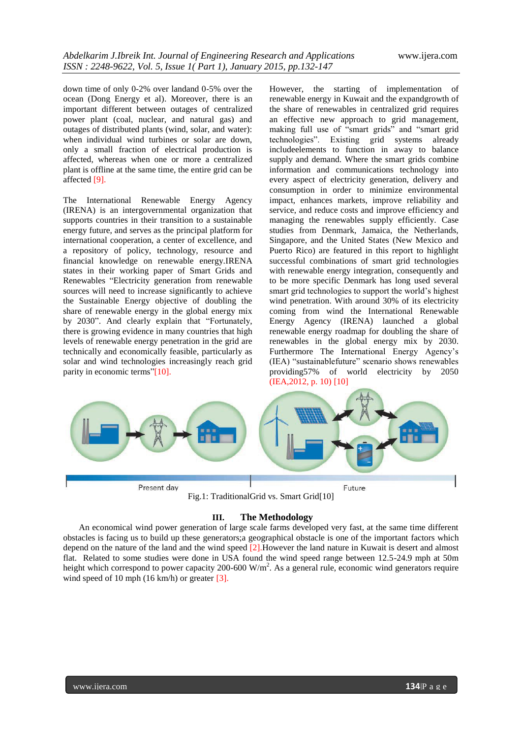down time of only 0-2% over landand 0-5% over the ocean (Dong Energy et al). Moreover, there is an important different between outages of centralized power plant (coal, nuclear, and natural gas) and outages of distributed plants (wind, solar, and water): when individual wind turbines or solar are down, only a small fraction of electrical production is affected, whereas when one or more a centralized plant is offline at the same time, the entire grid can be affected [9].

The International Renewable Energy Agency (IRENA) is an intergovernmental organization that supports countries in their transition to a sustainable energy future, and serves as the principal platform for international cooperation, a center of excellence, and a repository of policy, technology, resource and financial knowledge on renewable energy.IRENA states in their working paper of Smart Grids and Renewables "Electricity generation from renewable sources will need to increase significantly to achieve the Sustainable Energy objective of doubling the share of renewable energy in the global energy mix by 2030". And clearly explain that "Fortunately, there is growing evidence in many countries that high levels of renewable energy penetration in the grid are technically and economically feasible, particularly as solar and wind technologies increasingly reach grid parity in economic terms"[10].

However, the starting of implementation of renewable energy in Kuwait and the expandgrowth of the share of renewables in centralized grid requires an effective new approach to grid management, making full use of "smart grids" and "smart grid technologies". Existing grid systems already includeelements to function in away to balance supply and demand. Where the smart grids combine information and communications technology into every aspect of electricity generation, delivery and consumption in order to minimize environmental impact, enhances markets, improve reliability and service, and reduce costs and improve efficiency and managing the renewables supply efficiently. Case studies from Denmark, Jamaica, the Netherlands, Singapore, and the United States (New Mexico and Puerto Rico) are featured in this report to highlight successful combinations of smart grid technologies with renewable energy integration, consequently and to be more specific Denmark has long used several smart grid technologies to support the world's highest wind penetration. With around 30% of its electricity coming from wind the International Renewable Energy Agency (IRENA) launched a global renewable energy roadmap for doubling the share of renewables in the global energy mix by 2030. Furthermore The International Energy Agency's (IEA) "sustainablefuture" scenario shows renewables providing57% of world electricity by 2050 (IEA,2012, p. 10) [10]

Present day

Future

Fig.1: TraditionalGrid vs. Smart Grid[10]

## III. The Methodology

An economical wind power generation of large scale farms developed very fast, at the same time different obstacles is facing us to build up these generators;a geographical obstacle is one of the important factors which depend on the nature of the land and the wind speed [2].However the land nature in Kuwait is desert and almost flat. Related to some studies were done in USA found the wind speed range between 12.5-24.9 mph at 50m height which correspond to power capacity 200-600 $W/m^2$. As a general rule, economic wind generators require wind speed of 10 mph (16 km/h) or greater [3].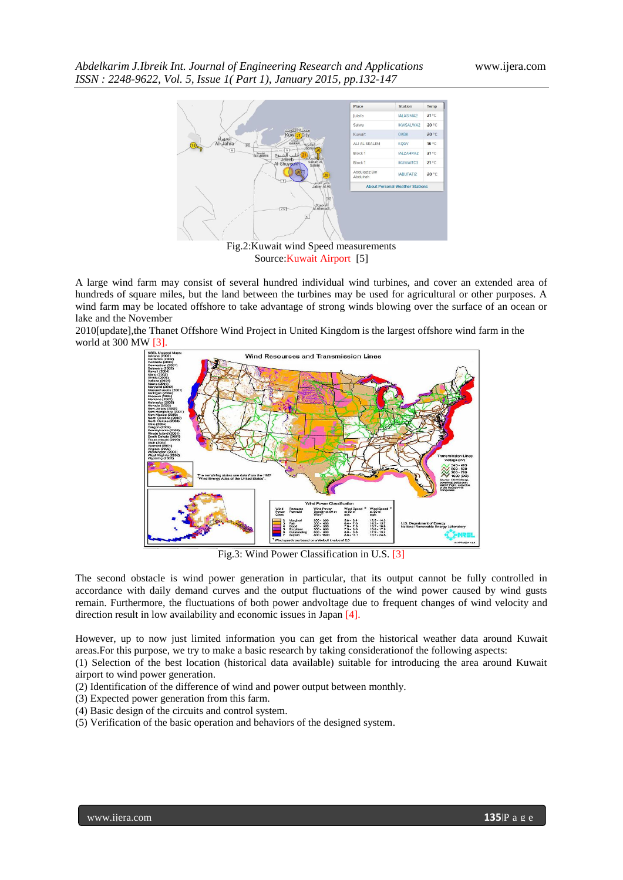Fig.2:Kuwait wind Speed measurements
Source:Kuwait Airport [5]

A large wind farm may consist of several hundred individual wind turbines, and cover an extended area of hundreds of square miles, but the land between the turbines may be used for agricultural or other purposes. A wind farm may be located offshore to take advantage of strong winds blowing over the surface of an ocean or lake and the November
2010[update],the Thanet Offshore Wind Project in United Kingdom is the largest offshore wind farm in the world at 300 MW [3].

Fig.3: Wind Power Classification in U.S. [3]

The second obstacle is wind power generation in particular, that its output cannot be fully controlled in accordance with daily demand curves and the output fluctuations of the wind power caused by wind gusts remain. Furthermore, the fluctuations of both power andvoltage due to frequent changes of wind velocity and direction result in low availability and economic issues in Japan [4].

However, up to now just limited information you can get from the historical weather data around Kuwait areas.For this purpose, we try to make a basic research by taking considerationof the following aspects:
(1) Selection of the best location (historical data available) suitable for introducing the area around Kuwait airport to wind power generation.
(2) Identification of the difference of wind and power output between monthly.
(3) Expected power generation from this farm.
(4) Basic design of the circuits and control system.
(5) Verification of the basic operation and behaviors of the designed system.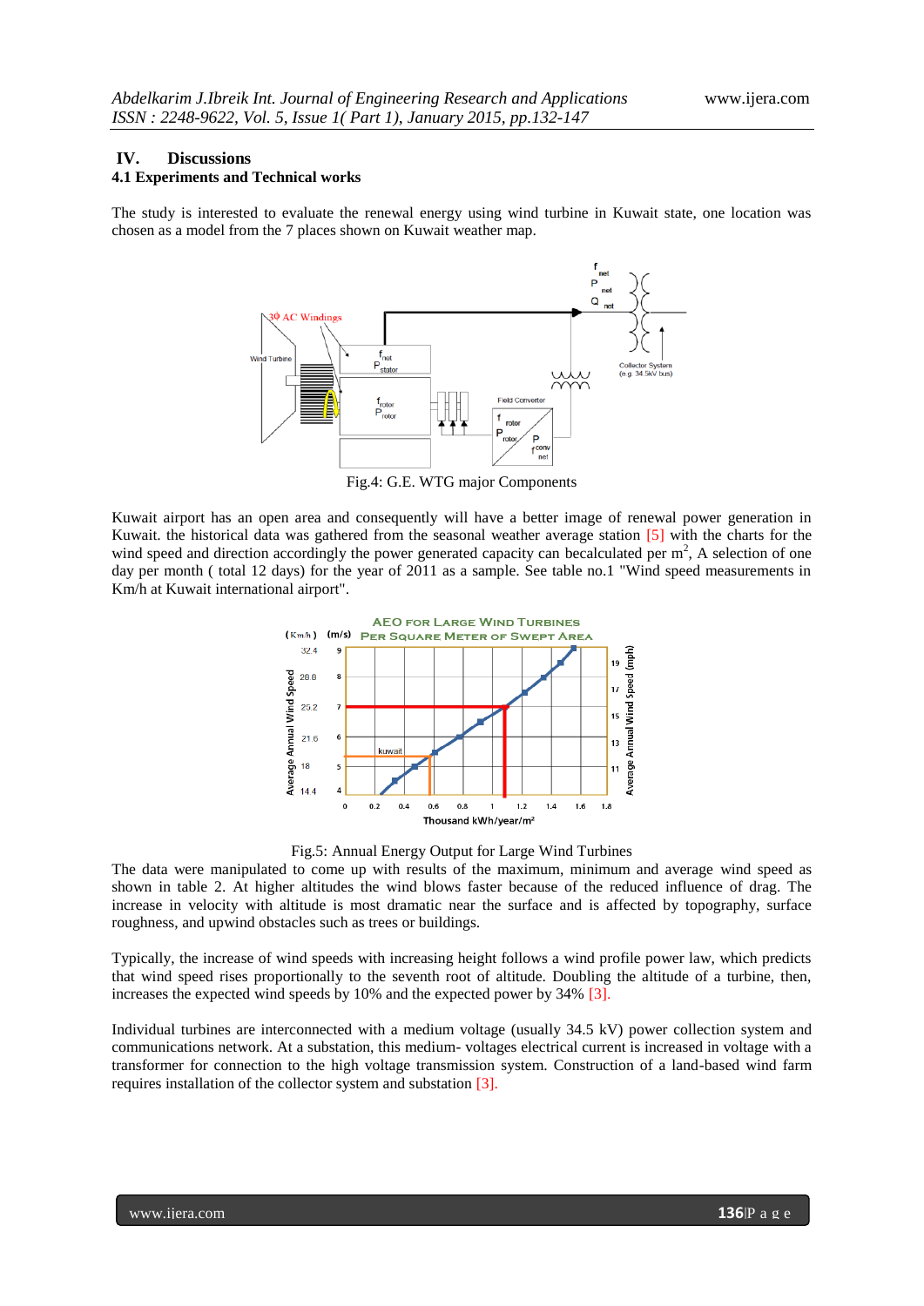## IV. Discussions

### 4.1 Experiments and Technical works

The study is interested to evaluate the renewal energy using wind turbine in Kuwait state, one location was chosen as a model from the 7 places shown on Kuwait weather map.

3Φ AC Windings
Wind Turbine
$f_{net}$
$P_{stator}$
$f_{rotor}$
$P_{rotor}$
Field Converter
$f_{rotor}$
$P_{rotor}$
$P_{conv}$
$f_{net}$
$f_{net}$
$P_{net}$
$Q_{net}$
Collector System (e.g. 34.5kV bus)

Fig.4: G.E. WTG major Components

Kuwait airport has an open area and consequently will have a better image of renewal power generation in Kuwait. the historical data was gathered from the seasonal weather average station [5] with the charts for the wind speed and direction accordingly the power generated capacity can becalculated per m$^2$, A selection of one day per month ( total 12 days) for the year of 2011 as a sample. See table no.1 "Wind speed measurements in Km/h at Kuwait international airport".

AEO FOR LARGE WIND TURBINES
PER SQUARE METER OF SWEPT AREA
(Km/h) (m/s)
Average Annual Wind Speed
32.4 9
28.8 8
25.2 7
21.6 6
18 5
14.4 4
kuwait
0 0.2 0.4 0.6 0.8 1 1.2 1.4 1.6 1.8
Thousand kWh/year/m²
Average Annual Wind Speed (mph)
19 17 15 13 11

Fig.5: Annual Energy Output for Large Wind Turbines

The data were manipulated to come up with results of the maximum, minimum and average wind speed as shown in table 2. At higher altitudes the wind blows faster because of the reduced influence of drag. The increase in velocity with altitude is most dramatic near the surface and is affected by topography, surface roughness, and upwind obstacles such as trees or buildings.

Typically, the increase of wind speeds with increasing height follows a wind profile power law, which predicts that wind speed rises proportionally to the seventh root of altitude. Doubling the altitude of a turbine, then, increases the expected wind speeds by 10% and the expected power by 34% [3].

Individual turbines are interconnected with a medium voltage (usually 34.5 kV) power collection system and communications network. At a substation, this medium- voltages electrical current is increased in voltage with a transformer for connection to the high voltage transmission system. Construction of a land-based wind farm requires installation of the collector system and substation [3].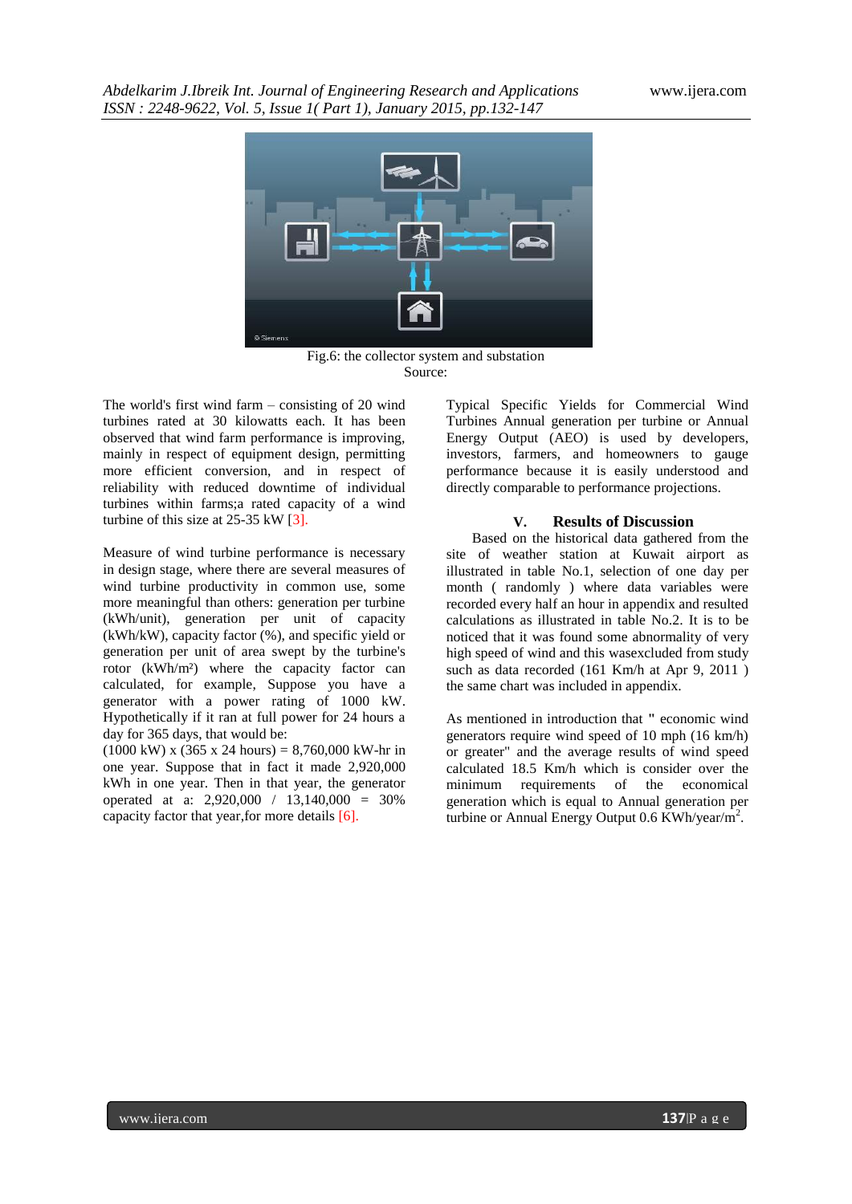Fig.6: the collector system and substation
Source:

The world's first wind farm – consisting of 20 wind turbines rated at 30 kilowatts each. It has been observed that wind farm performance is improving, mainly in respect of equipment design, permitting more efficient conversion, and in respect of reliability with reduced downtime of individual turbines within farms;a rated capacity of a wind turbine of this size at 25-35 kW [3].

Measure of wind turbine performance is necessary in design stage, where there are several measures of wind turbine productivity in common use, some more meaningful than others: generation per turbine (kWh/unit), generation per unit of capacity (kWh/kW), capacity factor (%), and specific yield or generation per unit of area swept by the turbine's rotor (kWh/m²) where the capacity factor can calculated, for example, Suppose you have a generator with a power rating of 1000 kW. Hypothetically if it ran at full power for 24 hours a day for 365 days, that would be:
(1000 kW) x (365 x 24 hours) = 8,760,000 kW-hr in one year. Suppose that in fact it made 2,920,000 kWh in one year. Then in that year, the generator operated at a: 2,920,000 / 13,140,000 = 30% capacity factor that year,for more details [6].

Typical Specific Yields for Commercial Wind Turbines Annual generation per turbine or Annual Energy Output (AEO) is used by developers, investors, farmers, and homeowners to gauge performance because it is easily understood and directly comparable to performance projections.

## V. Results of Discussion

Based on the historical data gathered from the site of weather station at Kuwait airport as illustrated in table No.1, selection of one day per month ( randomly ) where data variables were recorded every half an hour in appendix and resulted calculations as illustrated in table No.2. It is to be noticed that it was found some abnormality of very high speed of wind and this wasexcluded from study such as data recorded (161 Km/h at Apr 9, 2011 ) the same chart was included in appendix.

As mentioned in introduction that " economic wind generators require wind speed of 10 mph (16 km/h) or greater" and the average results of wind speed calculated 18.5 Km/h which is consider over the minimum requirements of the economical generation which is equal to Annual generation per turbine or Annual Energy Output 0.6 KWh/year/m$^2$.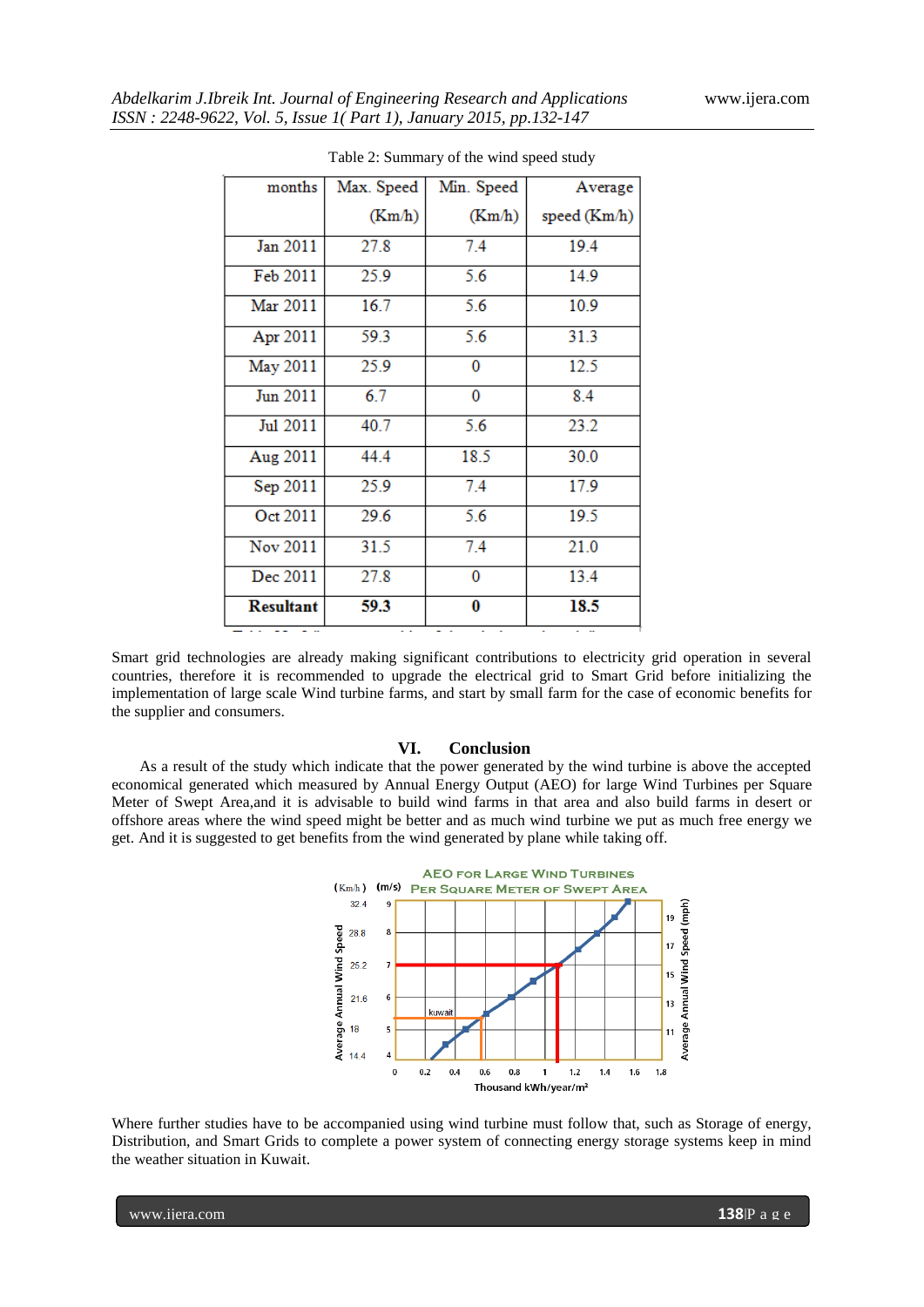Table 2: Summary of the wind speed study

| months | Max. Speed (Km/h) | Min. Speed (Km/h) | Average speed (Km/h) |
|---|---|---|---|
| Jan 2011 | 27.8 | 7.4 | 19.4 |
| Feb 2011 | 25.9 | 5.6 | 14.9 |
| Mar 2011 | 16.7 | 5.6 | 10.9 |
| Apr 2011 | 59.3 | 5.6 | 31.3 |
| May 2011 | 25.9 | 0 | 12.5 |
| Jun 2011 | 6.7 | 0 | 8.4 |
| Jul 2011 | 40.7 | 5.6 | 23.2 |
| Aug 2011 | 44.4 | 18.5 | 30.0 |
| Sep 2011 | 25.9 | 7.4 | 17.9 |
| Oct 2011 | 29.6 | 5.6 | 19.5 |
| Nov 2011 | 31.5 | 7.4 | 21.0 |
| Dec 2011 | 27.8 | 0 | 13.4 |
| **Resultant** | **59.3** | **0** | **18.5** |

Smart grid technologies are already making significant contributions to electricity grid operation in several countries, therefore it is recommended to upgrade the electrical grid to Smart Grid before initializing the implementation of large scale Wind turbine farms, and start by small farm for the case of economic benefits for the supplier and consumers.

## VI. Conclusion

As a result of the study which indicate that the power generated by the wind turbine is above the accepted economical generated which measured by Annual Energy Output (AEO) for large Wind Turbines per Square Meter of Swept Area,and it is advisable to build wind farms in that area and also build farms in desert or offshore areas where the wind speed might be better and as much wind turbine we put as much free energy we get. And it is suggested to get benefits from the wind generated by plane while taking off.

AEO for Large Wind Turbines Per Square Meter of Swept Area

(Km/h) (m/s)

32.4 9
28.8 8
25.2 7
21.6 6
18 5
14.4 4

Average Annual Wind Speed

kuwait

19
17
15
13
11

Average Annual Wind Speed (mph)

0 0.2 0.4 0.6 0.8 1 1.2 1.4 1.6 1.8

Thousand kWh/year/m²

Where further studies have to be accompanied using wind turbine must follow that, such as Storage of energy, Distribution, and Smart Grids to complete a power system of connecting energy storage systems keep in mind the weather situation in Kuwait.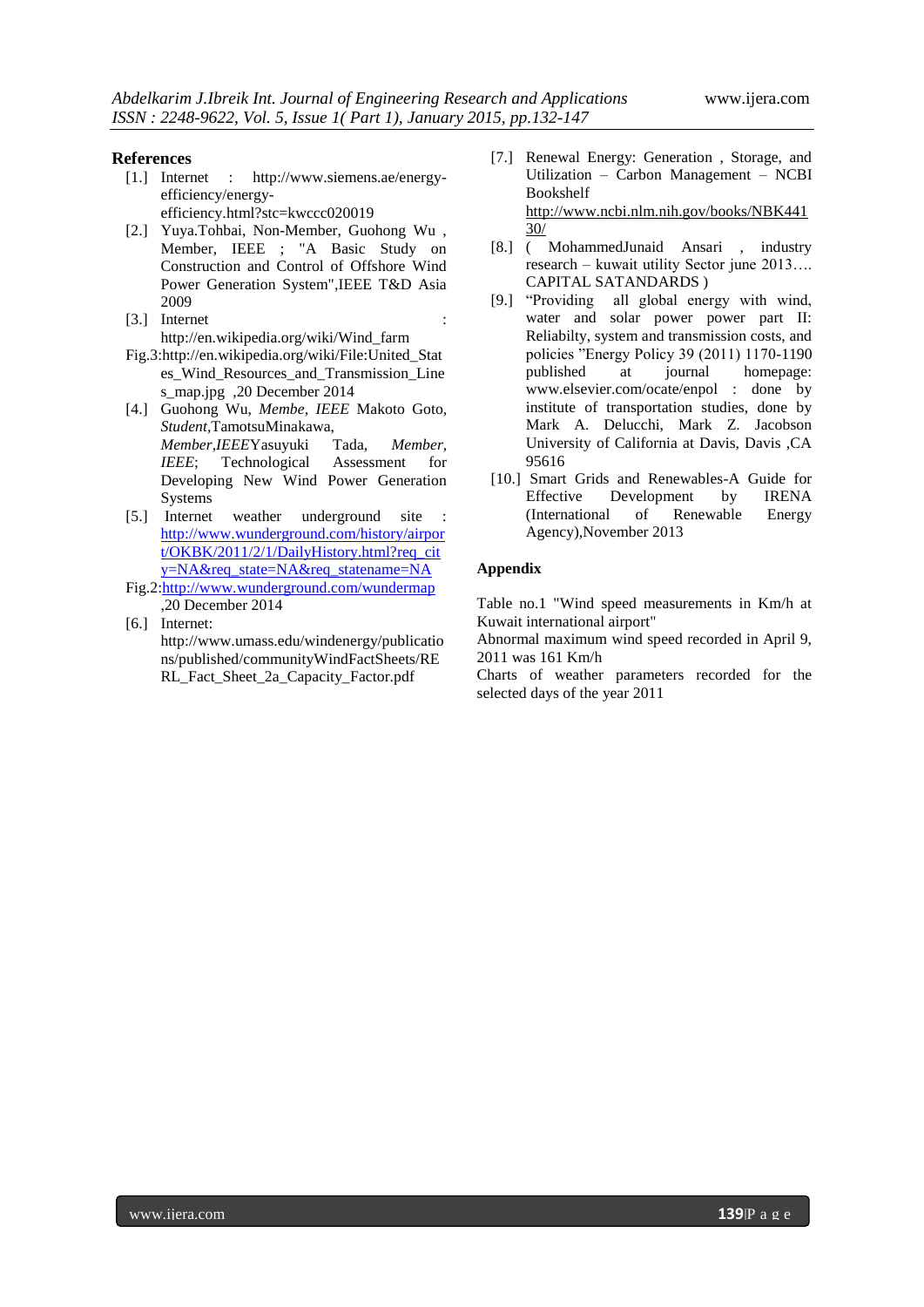## References

[1.] Internet : http://www.siemens.ae/energy-efficiency/energy-efficiency.html?stc=kwccc020019

[2.] Yuya.Tohbai, Non-Member, Guohong Wu , Member, IEEE ; "A Basic Study on Construction and Control of Offshore Wind Power Generation System",IEEE T&D Asia 2009

[3.] Internet : http://en.wikipedia.org/wiki/Wind_farm

Fig.3:http://en.wikipedia.org/wiki/File:United_States_Wind_Resources_and_Transmission_Lines_map.jpg ,20 December 2014

[4.] Guohong Wu, *Membe, IEEE* Makoto Goto, *Student*,TamotsuMinakawa, *Member,IEEE*Yasuyuki Tada, *Member, IEEE*; Technological Assessment for Developing New Wind Power Generation Systems

[5.] Internet weather underground site : http://www.wunderground.com/history/airport/OKBK/2011/2/1/DailyHistory.html?req_city=NA&req_state=NA&req_statename=NA

Fig.2:http://www.wunderground.com/wundermap ,20 December 2014

[6.] Internet: http://www.umass.edu/windenergy/publications/published/communityWindFactSheets/RERL_Fact_Sheet_2a_Capacity_Factor.pdf

[7.] Renewal Energy: Generation , Storage, and Utilization – Carbon Management – NCBI Bookshelf http://www.ncbi.nlm.nih.gov/books/NBK44130/

[8.] ( MohammedJunaid Ansari , industry research – kuwait utility Sector june 2013…. CAPITAL SATANDARDS )

[9.] "Providing all global energy with wind, water and solar power power part II: Reliabilty, system and transmission costs, and policies "Energy Policy 39 (2011) 1170-1190 published at journal homepage: www.elsevier.com/ocate/enpol : done by institute of transportation studies, done by Mark A. Delucchi, Mark Z. Jacobson University of California at Davis, Davis ,CA 95616

[10.] Smart Grids and Renewables-A Guide for Effective Development by IRENA (International of Renewable Energy Agency),November 2013

## Appendix

Table no.1 "Wind speed measurements in Km/h at Kuwait international airport"

Abnormal maximum wind speed recorded in April 9, 2011 was 161 Km/h

Charts of weather parameters recorded for the selected days of the year 2011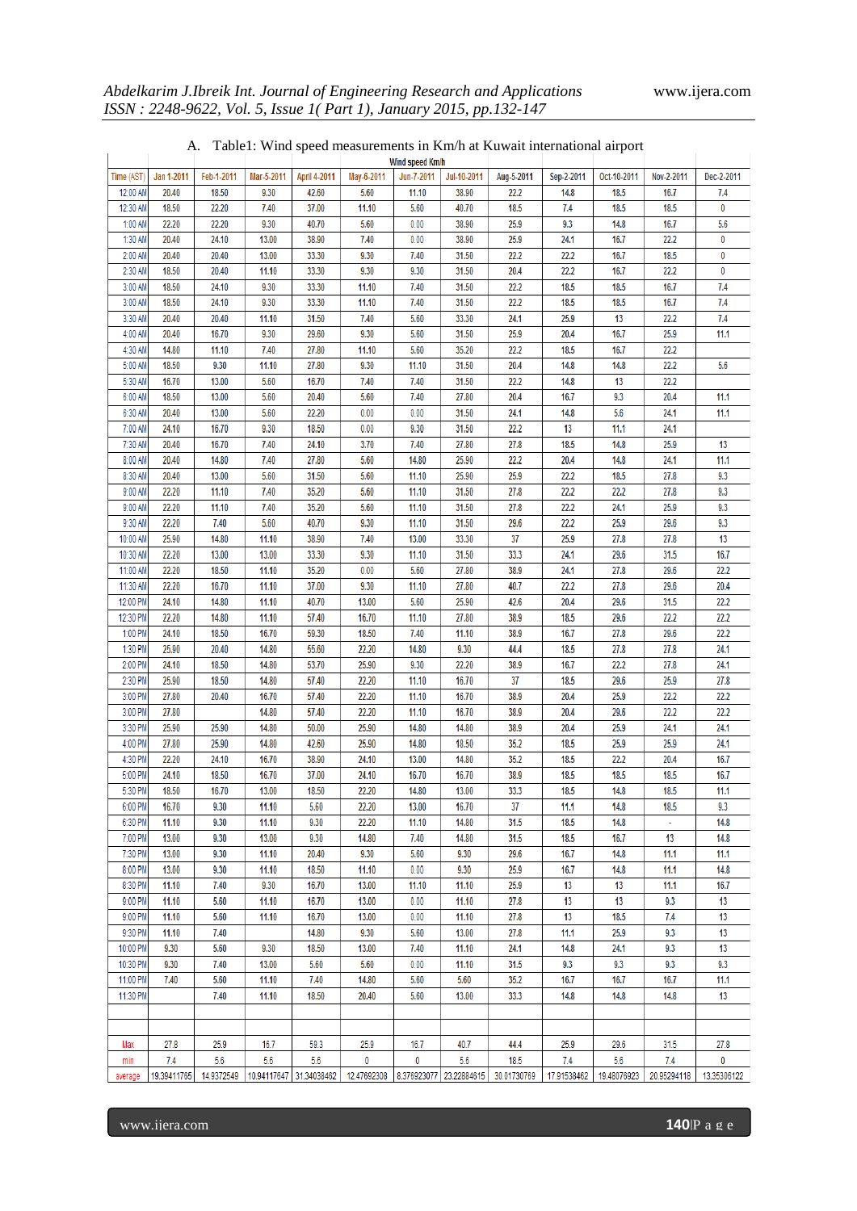A. Table1: Wind speed measurements in Km/h at Kuwait international airport

| | Wind speed Km/h | | | | | | | | | | | |
|---|---|---|---|---|---|---|---|---|---|---|---|---|
| Time (AST) | Jan 1-2011 | Feb-1-2011 | Mar-5-2011 | April 4-2011 | May-6-2011 | Jun-7-2011 | Jul-10-2011 | Aug-5-2011 | Sep-2-2011 | Oct-10-2011 | Nov-2-2011 | Dec-2-2011 |
| 12:00 AM | 20.40 | 18.50 | 9.30 | 42.60 | 5.60 | 11.10 | 38.90 | 22.2 | 14.8 | 18.5 | 16.7 | 7.4 |
| 12:30 AM | 18.50 | 22.20 | 7.40 | 37.00 | 11.10 | 5.60 | 40.70 | 18.5 | 7.4 | 18.5 | 18.5 | 0 |
| 1:00 AM | 22.20 | 22.20 | 9.30 | 40.70 | 5.60 | 0.00 | 38.90 | 25.9 | 9.3 | 14.8 | 16.7 | 5.6 |
| 1:30 AM | 20.40 | 24.10 | 13.00 | 38.90 | 7.40 | 0.00 | 38.90 | 25.9 | 24.1 | 16.7 | 22.2 | 0 |
| 2:00 AM | 20.40 | 20.40 | 13.00 | 33.30 | 9.30 | 7.40 | 31.50 | 22.2 | 22.2 | 16.7 | 18.5 | 0 |
| 2:30 AM | 18.50 | 20.40 | 11.10 | 33.30 | 9.30 | 9.30 | 31.50 | 20.4 | 22.2 | 16.7 | 22.2 | 0 |
| 3:00 AM | 18.50 | 24.10 | 9.30 | 33.30 | 11.10 | 7.40 | 31.50 | 22.2 | 18.5 | 18.5 | 16.7 | 7.4 |
| 3:00 AM | 18.50 | 24.10 | 9.30 | 33.30 | 11.10 | 7.40 | 31.50 | 22.2 | 18.5 | 18.5 | 16.7 | 7.4 |
| 3:30 AM | 20.40 | 20.40 | 11.10 | 31.50 | 7.40 | 5.60 | 33.30 | 24.1 | 25.9 | 13 | 22.2 | 7.4 |
| 4:00 AM | 20.40 | 16.70 | 9.30 | 29.60 | 9.30 | 5.60 | 31.50 | 25.9 | 20.4 | 16.7 | 25.9 | 11.1 |
| 4:30 AM | 14.80 | 11.10 | 7.40 | 27.80 | 11.10 | 5.60 | 35.20 | 22.2 | 18.5 | 16.7 | 22.2 | |
| 5:00 AM | 18.50 | 9.30 | 11.10 | 27.80 | 9.30 | 11.10 | 31.50 | 20.4 | 14.8 | 14.8 | 22.2 | 5.6 |
| 5:30 AM | 16.70 | 13.00 | 5.60 | 16.70 | 7.40 | 7.40 | 31.50 | 22.2 | 14.8 | 13 | 22.2 | |
| 6:00 AM | 18.50 | 13.00 | 5.60 | 20.40 | 5.60 | 7.40 | 27.80 | 20.4 | 16.7 | 9.3 | 20.4 | 11.1 |
| 6:30 AM | 20.40 | 13.00 | 5.60 | 22.20 | 0.00 | 0.00 | 31.50 | 24.1 | 14.8 | 5.6 | 24.1 | 11.1 |
| 7:00 AM | 24.10 | 16.70 | 9.30 | 18.50 | 0.00 | 9.30 | 31.50 | 22.2 | 13 | 11.1 | 24.1 | |
| 7:30 AM | 20.40 | 16.70 | 7.40 | 24.10 | 3.70 | 7.40 | 27.80 | 27.8 | 18.5 | 14.8 | 25.9 | 13 |
| 8:00 AM | 20.40 | 14.80 | 7.40 | 27.80 | 5.60 | 14.80 | 25.90 | 22.2 | 20.4 | 14.8 | 24.1 | 11.1 |
| 8:30 AM | 20.40 | 13.00 | 5.60 | 31.50 | 5.60 | 11.10 | 25.90 | 25.9 | 22.2 | 18.5 | 27.8 | 9.3 |
| 9:00 AM | 22.20 | 11.10 | 7.40 | 35.20 | 5.60 | 11.10 | 31.50 | 27.8 | 22.2 | 22.2 | 27.8 | 9.3 |
| 9:00 AM | 22.20 | 11.10 | 7.40 | 35.20 | 5.60 | 11.10 | 31.50 | 27.8 | 22.2 | 24.1 | 25.9 | 9.3 |
| 9:30 AM | 22.20 | 7.40 | 5.60 | 40.70 | 9.30 | 11.10 | 31.50 | 29.6 | 22.2 | 25.9 | 29.6 | 9.3 |
| 10:00 AM | 25.90 | 14.80 | 11.10 | 38.90 | 7.40 | 13.00 | 33.30 | 37 | 25.9 | 27.8 | 27.8 | 13 |
| 10:30 AM | 22.20 | 13.00 | 13.00 | 33.30 | 9.30 | 11.10 | 31.50 | 33.3 | 24.1 | 29.6 | 31.5 | 16.7 |
| 11:00 AM | 22.20 | 18.50 | 11.10 | 35.20 | 0.00 | 5.60 | 27.80 | 38.9 | 24.1 | 27.8 | 29.6 | 22.2 |
| 11:30 AM | 22.20 | 16.70 | 11.10 | 37.00 | 9.30 | 11.10 | 27.80 | 40.7 | 22.2 | 27.8 | 29.6 | 20.4 |
| 12:00 PM | 24.10 | 14.80 | 11.10 | 40.70 | 13.00 | 5.60 | 25.90 | 42.6 | 20.4 | 29.6 | 31.5 | 22.2 |
| 12:30 PM | 22.20 | 14.80 | 11.10 | 57.40 | 16.70 | 11.10 | 27.80 | 38.9 | 18.5 | 29.6 | 29.6 | 22.2 |
| 1:00 PM | 24.10 | 18.50 | 16.70 | 59.30 | 18.50 | 7.40 | 11.10 | 38.9 | 16.7 | 27.8 | 29.6 | 22.2 |
| 1:30 PM | 25.90 | 20.40 | 14.80 | 55.60 | 22.20 | 14.80 | 9.30 | 44.4 | 18.5 | 27.8 | 27.8 | 24.1 |
| 2:00 PM | 24.10 | 18.50 | 14.80 | 53.70 | 25.90 | 9.30 | 22.20 | 38.9 | 16.7 | 22.2 | 27.8 | 24.1 |
| 2:30 PM | 25.90 | 18.50 | 14.80 | 57.40 | 22.20 | 11.10 | 16.70 | 37 | 18.5 | 29.6 | 25.9 | 27.8 |
| 3:00 PM | 27.80 | 20.40 | 16.70 | 57.40 | 22.20 | 11.10 | 16.70 | 38.9 | 20.4 | 25.9 | 22.2 | 22.2 |
| 3:00 PM | 27.80 | | 14.80 | 57.40 | 22.20 | 11.10 | 16.70 | 38.9 | 20.4 | 29.6 | 22.2 | 22.2 |
| 3:30 PM | 25.90 | 25.90 | 14.80 | 50.00 | 25.90 | 14.80 | 14.80 | 38.9 | 20.4 | 25.9 | 24.1 | 24.1 |
| 4:00 PM | 27.80 | 25.90 | 14.80 | 42.60 | 25.90 | 14.80 | 18.50 | 35.2 | 18.5 | 25.9 | 25.9 | 24.1 |
| 4:30 PM | 22.20 | 24.10 | 16.70 | 38.90 | 24.10 | 13.00 | 14.80 | 35.2 | 18.5 | 22.2 | 20.4 | 16.7 |
| 5:00 PM | 24.10 | 18.50 | 16.70 | 37.00 | 24.10 | 16.70 | 16.70 | 38.9 | 18.5 | 18.5 | 18.5 | 16.7 |
| 5:30 PM | 18.50 | 16.70 | 13.00 | 18.50 | 22.20 | 14.80 | 13.00 | 33.3 | 18.5 | 14.8 | 18.5 | 11.1 |
| 6:00 PM | 16.70 | 9.30 | 11.10 | 5.60 | 22.20 | 13.00 | 16.70 | 37 | 11.1 | 14.8 | 18.5 | 9.3 |
| 6:30 PM | 11.10 | 9.30 | 11.10 | 9.30 | 22.20 | 11.10 | 14.80 | 31.5 | 18.5 | 14.8 | - | 14.8 |
| 7:00 PM | 13.00 | 9.30 | 13.00 | 9.30 | 14.80 | 7.40 | 14.80 | 31.5 | 18.5 | 16.7 | 13 | 14.8 |
| 7:30 PM | 13.00 | 9.30 | 11.10 | 20.40 | 9.30 | 5.60 | 9.30 | 29.6 | 16.7 | 14.8 | 11.1 | 11.1 |
| 8:00 PM | 13.00 | 9.30 | 11.10 | 18.50 | 11.10 | 0.00 | 9.30 | 25.9 | 16.7 | 14.8 | 11.1 | 14.8 |
| 8:30 PM | 11.10 | 7.40 | 9.30 | 16.70 | 13.00 | 11.10 | 11.10 | 25.9 | 13 | 13 | 11.1 | 16.7 |
| 9:00 PM | 11.10 | 5.60 | 11.10 | 16.70 | 13.00 | 0.00 | 11.10 | 27.8 | 13 | 13 | 9.3 | 13 |
| 9:00 PM | 11.10 | 5.60 | 11.10 | 16.70 | 13.00 | 0.00 | 11.10 | 27.8 | 13 | 18.5 | 7.4 | 13 |
| 9:30 PM | 11.10 | 7.40 | | 14.80 | 9.30 | 5.60 | 13.00 | 27.8 | 11.1 | 25.9 | 9.3 | 13 |
| 10:00 PM | 9.30 | 5.60 | 9.30 | 18.50 | 13.00 | 7.40 | 11.10 | 24.1 | 14.8 | 24.1 | 9.3 | 13 |
| 10:30 PM | 9.30 | 7.40 | 13.00 | 5.60 | 5.60 | 0.00 | 11.10 | 31.5 | 9.3 | 9.3 | 9.3 | 9.3 |
| 11:00 PM | 7.40 | 5.60 | 11.10 | 7.40 | 14.80 | 5.60 | 5.60 | 35.2 | 16.7 | 16.7 | 16.7 | 11.1 |
| 11:30 PM | | 7.40 | 11.10 | 18.50 | 20.40 | 5.60 | 13.00 | 33.3 | 14.8 | 14.8 | 14.8 | 13 |
| | | | | | | | | | | | | |
| | | | | | | | | | | | | |
| Max | 27.8 | 25.9 | 16.7 | 59.3 | 25.9 | 16.7 | 40.7 | 44.4 | 25.9 | 29.6 | 31.5 | 27.8 |
| min | 7.4 | 5.6 | 5.6 | 5.6 | 0 | 0 | 5.6 | 18.5 | 7.4 | 5.6 | 7.4 | 0 |
| average | 19.39411765 | 14.9372549 | 10.94117647 | 31.34038462 | 12.47692308 | 8.376923077 | 23.22884615 | 30.01730769 | 17.91538462 | 19.48076923 | 20.95294118 | 13.35306122 |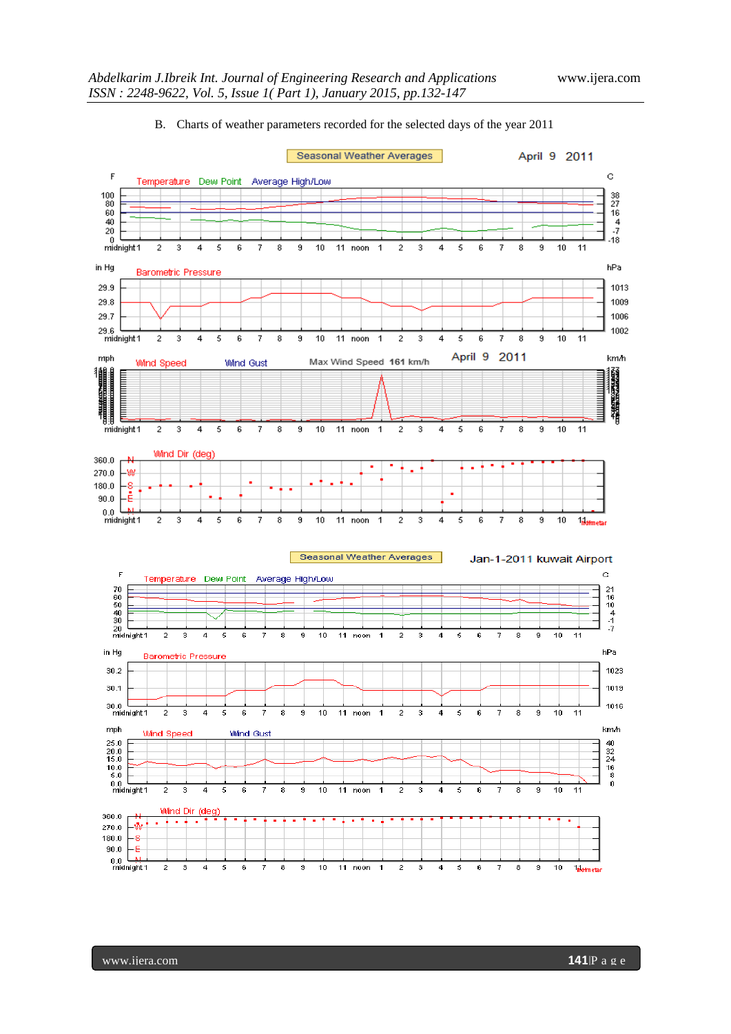B. Charts of weather parameters recorded for the selected days of the year 2011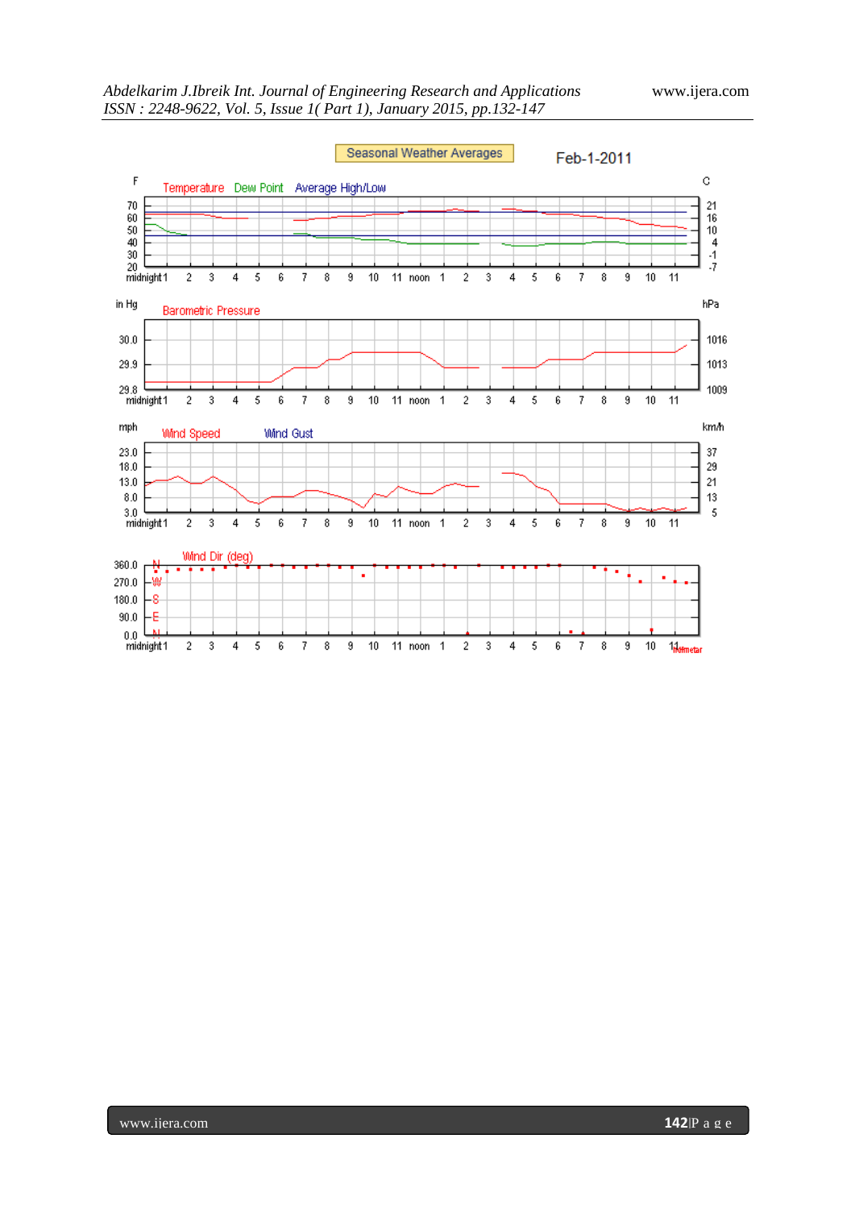Seasonal Weather Averages

Feb-1-2011

F

C

Temperature Dew Point Average High/Low

70
60
50
40
30
20

21
16
10
4
-1
-7

midnight 1 2 3 4 5 6 7 8 9 10 11 noon 1 2 3 4 5 6 7 8 9 10 11

in Hg

hPa

Barometric Pressure

30.0
29.9
29.8

1016
1013
1009

midnight 1 2 3 4 5 6 7 8 9 10 11 noon 1 2 3 4 5 6 7 8 9 10 11

mph

km/h

Wind Speed Wind Gust

23.0
18.0
13.0
8.0
3.0

37
29
21
13
5

midnight 1 2 3 4 5 6 7 8 9 10 11 noon 1 2 3 4 5 6 7 8 9 10 11

Wind Dir (deg)

360.0
270.0
180.0
90.0
0.0

N
W
S
E
N

midnight 1 2 3 4 5 6 7 8 9 10 11 noon 1 2 3 4 5 6 7 8 9 10 11

Wdmetar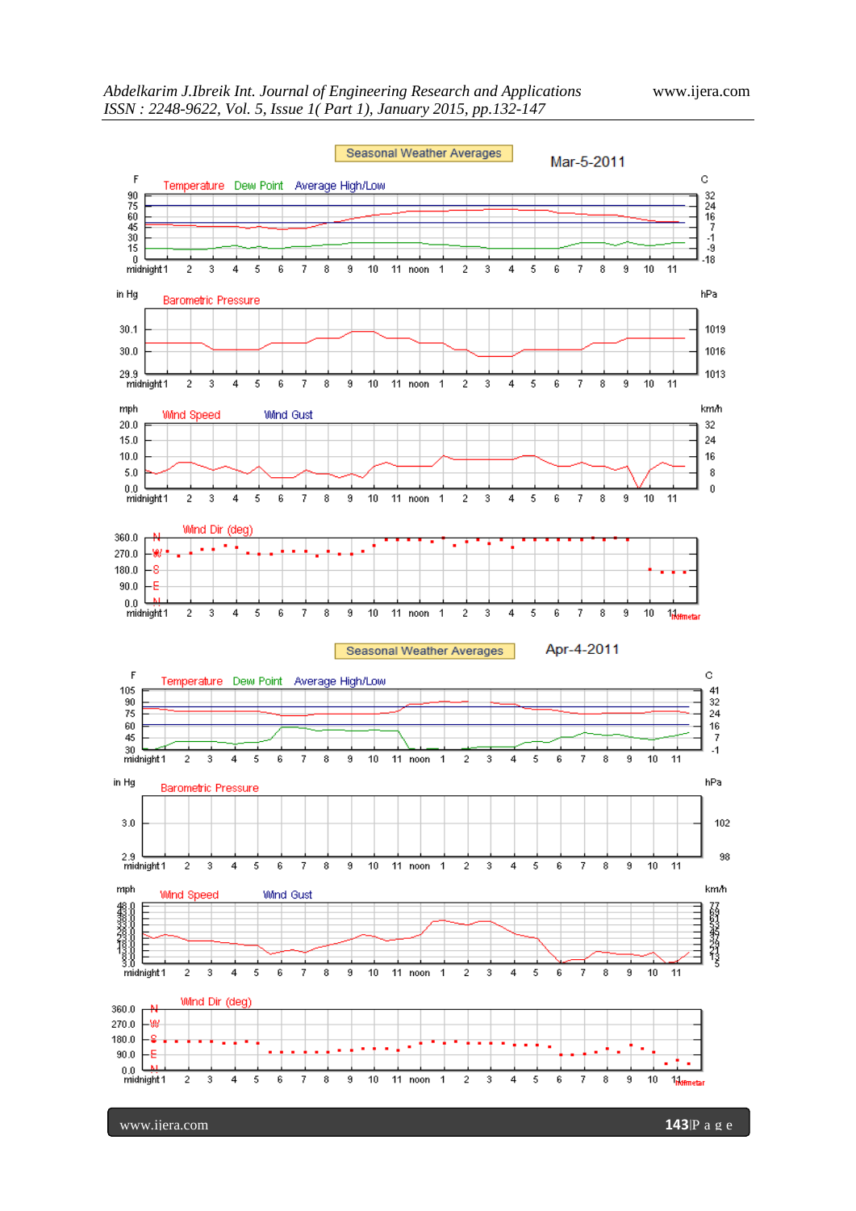Seasonal Weather Averages

Mar-5-2011

F

Temperature Dew Point Average High/Low

C

90 75 60 45 30 15 0

32 24 16 7 -1 -9 -18

midnight 1 2 3 4 5 6 7 8 9 10 11 noon 1 2 3 4 5 6 7 8 9 10 11

in Hg

Barometric Pressure

hPa

30.1 30.0 29.9

1019 1016 1013

midnight 1 2 3 4 5 6 7 8 9 10 11 noon 1 2 3 4 5 6 7 8 9 10 11

mph

Wind Speed Wind Gust

km/h

20.0 15.0 10.0 5.0 0.0

32 24 16 8 0

midnight 1 2 3 4 5 6 7 8 9 10 11 noon 1 2 3 4 5 6 7 8 9 10 11

Wind Dir (deg)

360.0 270.0 180.0 90.0 0.0

N W S E N

midnight 1 2 3 4 5 6 7 8 9 10 11 noon 1 2 3 4 5 6 7 8 9 10 11

Wufmetar

Seasonal Weather Averages

Apr-4-2011

F

Temperature Dew Point Average High/Low

C

105 90 75 60 45 30

41 32 24 16 7 -1

midnight 1 2 3 4 5 6 7 8 9 10 11 noon 1 2 3 4 5 6 7 8 9 10 11

in Hg

Barometric Pressure

hPa

3.0 2.9

102 98

midnight 1 2 3 4 5 6 7 8 9 10 11 noon 1 2 3 4 5 6 7 8 9 10 11

mph

Wind Speed Wind Gust

km/h

48.0 43.0 38.0 33.0 28.0 23.0 18.0 13.0 8.0 3.0

77 69 61 53 45 37 29 21 13 5

midnight 1 2 3 4 5 6 7 8 9 10 11 noon 1 2 3 4 5 6 7 8 9 10 11

Wind Dir (deg)

360.0 270.0 180.0 90.0 0.0

N W S E N

midnight 1 2 3 4 5 6 7 8 9 10 11 noon 1 2 3 4 5 6 7 8 9 10 11

Wufmetar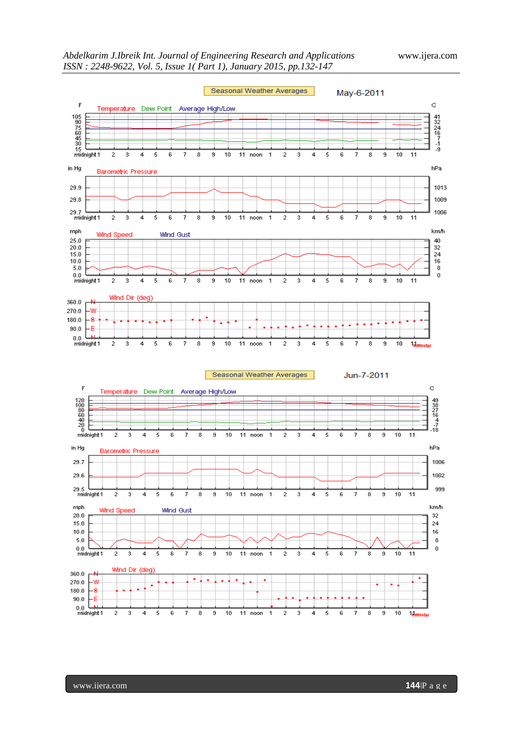Seasonal Weather Averages

May-6-2011

F

Temperature Dew Point Average High/Low

C

105
90
75
60
45
30
15

41
32
24
16
7
-1
-9

midnight 1 2 3 4 5 6 7 8 9 10 11 noon 1 2 3 4 5 6 7 8 9 10 11

in Hg

Barometric Pressure

hPa

29.9
29.8
29.7

1013
1009
1006

midnight 1 2 3 4 5 6 7 8 9 10 11 noon 1 2 3 4 5 6 7 8 9 10 11

mph

Wind Speed Wind Gust

km/h

25.0
20.0
15.0
10.0
5.0
0.0

40
32
24
16
8
0

midnight 1 2 3 4 5 6 7 8 9 10 11 noon 1 2 3 4 5 6 7 8 9 10 11

Wind Dir (deg)

360.0 N
270.0 W
180.0 S
90.0 E
0.0 N

midnight 1 2 3 4 5 6 7 8 9 10 11 noon 1 2 3 4 5 6 7 8 9 10 11

Wunmetar

Seasonal Weather Averages

Jun-7-2011

F

Temperature Dew Point Average High/Low

C

120
100
80
60
40
20
0

49
38
27
16
4
-7
-18

midnight 1 2 3 4 5 6 7 8 9 10 11 noon 1 2 3 4 5 6 7 8 9 10 11

in Hg

Barometric Pressure

hPa

29.7
29.6
29.5

1006
1002
999

midnight 1 2 3 4 5 6 7 8 9 10 11 noon 1 2 3 4 5 6 7 8 9 10 11

mph

Wind Speed Wind Gust

km/h

20.0
15.0
10.0
5.0
0.0

32
24
16
8
0

midnight 1 2 3 4 5 6 7 8 9 10 11 noon 1 2 3 4 5 6 7 8 9 10 11

Wind Dir (deg)

360.0 N
270.0 W
180.0 S
90.0 E
0.0 N

midnight 1 2 3 4 5 6 7 8 9 10 11 noon 1 2 3 4 5 6 7 8 9 10 11

Wunmetar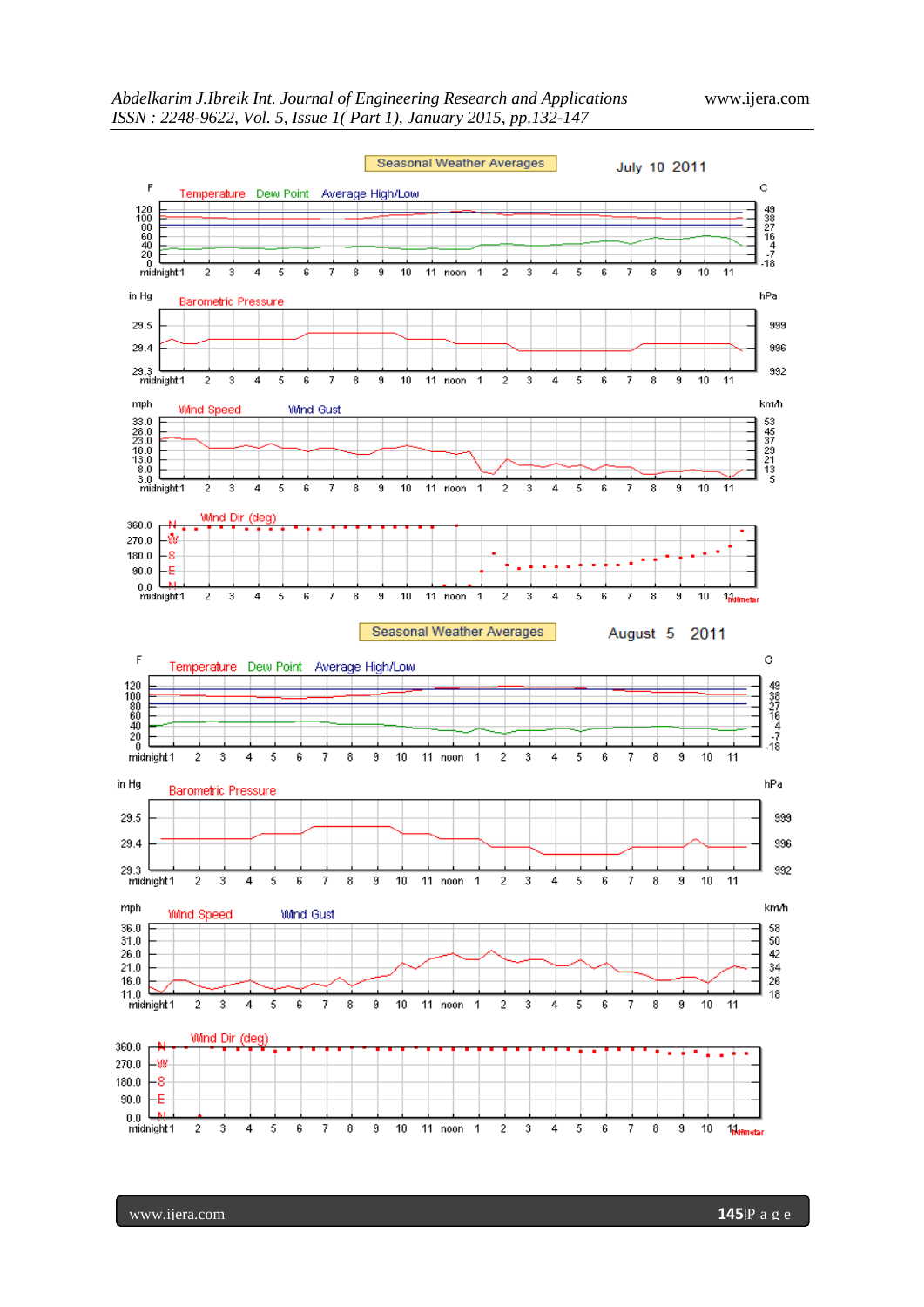Seasonal Weather Averages

July 10 2011

F

Temperature Dew Point Average High/Low

C

120
100
80
60
40
20
0

49
38
27
16
4
-7
-18

midnight 1 2 3 4 5 6 7 8 9 10 11 noon 1 2 3 4 5 6 7 8 9 10 11

in Hg

Barometric Pressure

hPa

29.5
29.4
29.3

999
996
992

midnight 1 2 3 4 5 6 7 8 9 10 11 noon 1 2 3 4 5 6 7 8 9 10 11

mph

Wind Speed Wind Gust

km/h

33.0
28.0
23.0
18.0
13.0
8.0
3.0

53
45
37
29
21
13
5

midnight 1 2 3 4 5 6 7 8 9 10 11 noon 1 2 3 4 5 6 7 8 9 10 11

Wind Dir (deg)

360.0 N
270.0 W
180.0 S
90.0 E
0.0 N

midnight 1 2 3 4 5 6 7 8 9 10 11 noon 1 2 3 4 5 6 7 8 9 10 11

Wxmetar

Seasonal Weather Averages

August 5 2011

F

Temperature Dew Point Average High/Low

C

120
100
80
60
40
20
0

49
38
27
16
4
-7
-18

midnight 1 2 3 4 5 6 7 8 9 10 11 noon 1 2 3 4 5 6 7 8 9 10 11

in Hg

Barometric Pressure

hPa

29.5
29.4
29.3

999
996
992

midnight 1 2 3 4 5 6 7 8 9 10 11 noon 1 2 3 4 5 6 7 8 9 10 11

mph

Wind Speed Wind Gust

km/h

36.0
31.0
26.0
21.0
16.0
11.0

58
50
42
34
26
18

midnight 1 2 3 4 5 6 7 8 9 10 11 noon 1 2 3 4 5 6 7 8 9 10 11

Wind Dir (deg)

360.0 N
270.0 W
180.0 S
90.0 E
0.0 N

midnight 1 2 3 4 5 6 7 8 9 10 11 noon 1 2 3 4 5 6 7 8 9 10 11

Wxmetar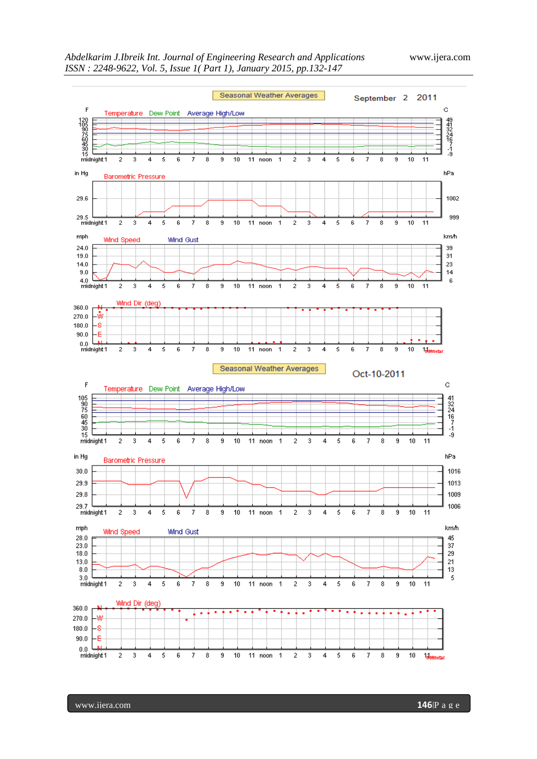Seasonal Weather Averages

September 2 2011

F

Temperature Dew Point Average High/Low

C

120
105
90
75
60
45
30
15

49
41
32
24
16
7
-1
-9

midnight 1 2 3 4 5 6 7 8 9 10 11 noon 1 2 3 4 5 6 7 8 9 10 11

in Hg

Barometric Pressure

hPa

29.6

29.5

1002

999

midnight 1 2 3 4 5 6 7 8 9 10 11 noon 1 2 3 4 5 6 7 8 9 10 11

mph

Wind Speed Wind Gust

km/h

24.0
19.0
14.0
9.0
4.0

39
31
23
14
6

midnight 1 2 3 4 5 6 7 8 9 10 11 noon 1 2 3 4 5 6 7 8 9 10 11

Wind Dir (deg)

360.0
270.0
180.0
90.0
0.0

N
W
S
E
N

midnight 1 2 3 4 5 6 7 8 9 10 11 noon 1 2 3 4 5 6 7 8 9 10 11

Wxmetar

Seasonal Weather Averages

Oct-10-2011

F

Temperature Dew Point Average High/Low

C

105
90
75
60
45
30
15

41
32
24
16
7
-1
-9

midnight 1 2 3 4 5 6 7 8 9 10 11 noon 1 2 3 4 5 6 7 8 9 10 11

in Hg

Barometric Pressure

hPa

30.0
29.9
29.8
29.7

1016
1013
1009
1006

midnight 1 2 3 4 5 6 7 8 9 10 11 noon 1 2 3 4 5 6 7 8 9 10 11

mph

Wind Speed Wind Gust

km/h

28.0
23.0
18.0
13.0
8.0
3.0

45
37
29
21
13
5

midnight 1 2 3 4 5 6 7 8 9 10 11 noon 1 2 3 4 5 6 7 8 9 10 11

Wind Dir (deg)

360.0
270.0
180.0
90.0
0.0

N
W
S
E
N

midnight 1 2 3 4 5 6 7 8 9 10 11 noon 1 2 3 4 5 6 7 8 9 10 11

Wxmetar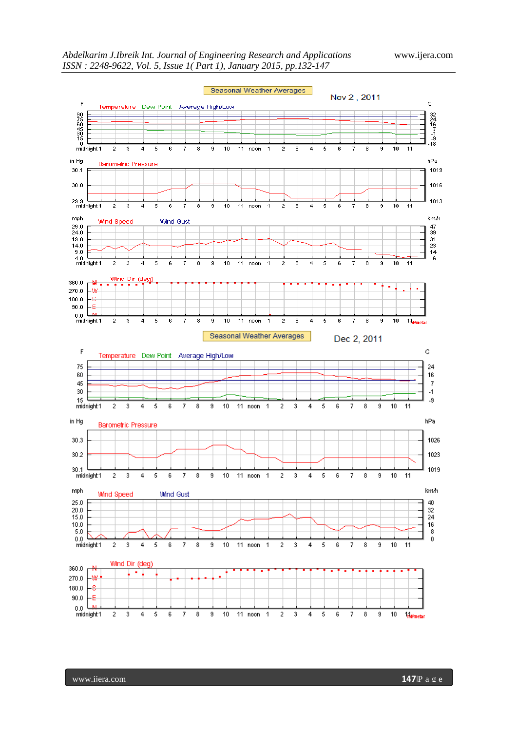Seasonal Weather Averages

Nov 2 , 2011

F

C

Temperature Dew Point Average High/Low

90
75
60
45
30
15
0

32
24
16
7
-1
-9
-18

midnight 1 2 3 4 5 6 7 8 9 10 11 noon 1 2 3 4 5 6 7 8 9 10 11

in Hg

hPa

Barometric Pressure

30.1
30.0
29.9

1019
1016
1013

midnight 1 2 3 4 5 6 7 8 9 10 11 noon 1 2 3 4 5 6 7 8 9 10 11

mph

km/h

Wind Speed Wind Gust

29.0
24.0
19.0
14.0
9.0
4.0

47
39
31
23
14
6

midnight 1 2 3 4 5 6 7 8 9 10 11 noon 1 2 3 4 5 6 7 8 9 10 11

Wind Dir (deg)

360.0 N
270.0 W
180.0 S
90.0 E
0.0 N

midnight 1 2 3 4 5 6 7 8 9 10 11 noon 1 2 3 4 5 6 7 8 9 10 11

Seasonal Weather Averages

Dec 2, 2011

F

C

Temperature Dew Point Average High/Low

75
60
45
30
15

24
16
7
-1
-9

midnight 1 2 3 4 5 6 7 8 9 10 11 noon 1 2 3 4 5 6 7 8 9 10 11

in Hg

hPa

Barometric Pressure

30.3
30.2
30.1

1026
1023
1019

midnight 1 2 3 4 5 6 7 8 9 10 11 noon 1 2 3 4 5 6 7 8 9 10 11

mph

km/h

Wind Speed Wind Gust

25.0
20.0
15.0
10.0
5.0
0.0

40
32
24
16
8
0

midnight 1 2 3 4 5 6 7 8 9 10 11 noon 1 2 3 4 5 6 7 8 9 10 11

Wind Dir (deg)

360.0 N
270.0 W
180.0 S
90.0 E
0.0 N

midnight 1 2 3 4 5 6 7 8 9 10 11 noon 1 2 3 4 5 6 7 8 9 10 11